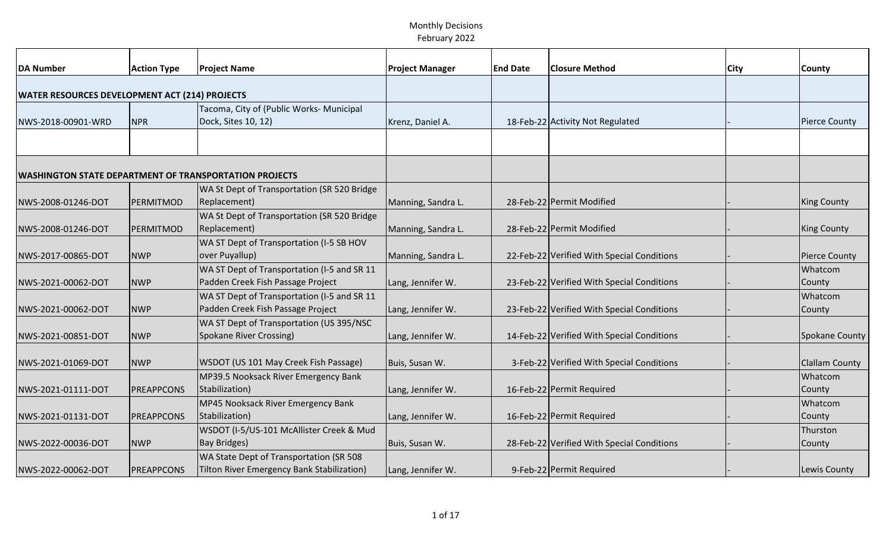# Monthly Decisions
February 2022

| DA Number | Action Type | Project Name | Project Manager | End Date | Closure Method | City | County |
|---|---|---|---|---|---|---|---|
| **WATER RESOURCES DEVELOPMENT ACT (214) PROJECTS** | | | | | | | |
| NWS-2018-00901-WRD | NPR | Tacoma, City of (Public Works- Municipal Dock, Sites 10, 12) | Krenz, Daniel A. | 18-Feb-22 | Activity Not Regulated | - | Pierce County |
| | | | | | | | |
| **WASHINGTON STATE DEPARTMENT OF TRANSPORTATION PROJECTS** | | | | | | | |
| NWS-2008-01246-DOT | PERMITMOD | WA St Dept of Transportation (SR 520 Bridge Replacement) | Manning, Sandra L. | 28-Feb-22 | Permit Modified | - | King County |
| NWS-2008-01246-DOT | PERMITMOD | WA St Dept of Transportation (SR 520 Bridge Replacement) | Manning, Sandra L. | 28-Feb-22 | Permit Modified | - | King County |
| NWS-2017-00865-DOT | NWP | WA ST Dept of Transportation (I-5 SB HOV over Puyallup) | Manning, Sandra L. | 22-Feb-22 | Verified With Special Conditions | - | Pierce County |
| NWS-2021-00062-DOT | NWP | WA ST Dept of Transportation (I-5 and SR 11 Padden Creek Fish Passage Project | Lang, Jennifer W. | 23-Feb-22 | Verified With Special Conditions | - | Whatcom County |
| NWS-2021-00062-DOT | NWP | WA ST Dept of Transportation (I-5 and SR 11 Padden Creek Fish Passage Project | Lang, Jennifer W. | 23-Feb-22 | Verified With Special Conditions | - | Whatcom County |
| NWS-2021-00851-DOT | NWP | WA ST Dept of Transportation (US 395/NSC Spokane River Crossing) | Lang, Jennifer W. | 14-Feb-22 | Verified With Special Conditions | - | Spokane County |
| NWS-2021-01069-DOT | NWP | WSDOT (US 101 May Creek Fish Passage) | Buis, Susan W. | 3-Feb-22 | Verified With Special Conditions | - | Clallam County |
| NWS-2021-01111-DOT | PREAPPCONS | MP39.5 Nooksack River Emergency Bank Stabilization) | Lang, Jennifer W. | 16-Feb-22 | Permit Required | - | Whatcom County |
| NWS-2021-01131-DOT | PREAPPCONS | MP45 Nooksack River Emergency Bank Stabilization) | Lang, Jennifer W. | 16-Feb-22 | Permit Required | - | Whatcom County |
| NWS-2022-00036-DOT | NWP | WSDOT (I-5/US-101 McAllister Creek & Mud Bay Bridges) | Buis, Susan W. | 28-Feb-22 | Verified With Special Conditions | - | Thurston County |
| NWS-2022-00062-DOT | PREAPPCONS | WA State Dept of Transportation (SR 508 Tilton River Emergency Bank Stabilization) | Lang, Jennifer W. | 9-Feb-22 | Permit Required | - | Lewis County |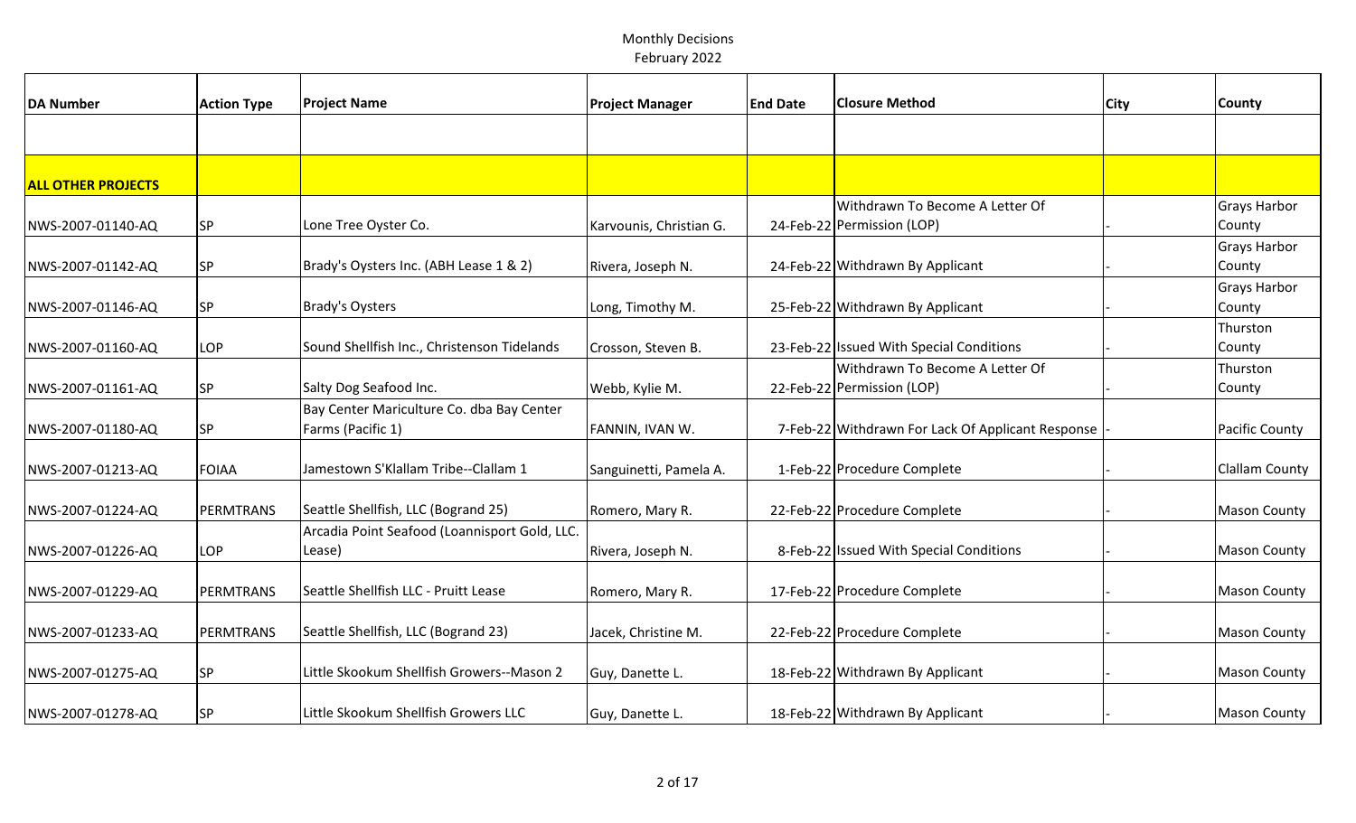# Monthly Decisions

February 2022

| DA Number | Action Type | Project Name | Project Manager | End Date | Closure Method | City | County |
|---|---|---|---|---|---|---|---|
| | | | | | | | |
| **ALL OTHER PROJECTS** | | | | | | | |
| NWS-2007-01140-AQ | SP | Lone Tree Oyster Co. | Karvounis, Christian G. | 24-Feb-22 | Withdrawn To Become A Letter Of Permission (LOP) | - | Grays Harbor County |
| NWS-2007-01142-AQ | SP | Brady's Oysters Inc. (ABH Lease 1 & 2) | Rivera, Joseph N. | 24-Feb-22 | Withdrawn By Applicant | - | Grays Harbor County |
| NWS-2007-01146-AQ | SP | Brady's Oysters | Long, Timothy M. | 25-Feb-22 | Withdrawn By Applicant | - | Grays Harbor County |
| NWS-2007-01160-AQ | LOP | Sound Shellfish Inc., Christenson Tidelands | Crosson, Steven B. | 23-Feb-22 | Issued With Special Conditions | - | Thurston County |
| NWS-2007-01161-AQ | SP | Salty Dog Seafood Inc. | Webb, Kylie M. | 22-Feb-22 | Withdrawn To Become A Letter Of Permission (LOP) | - | Thurston County |
| NWS-2007-01180-AQ | SP | Bay Center Mariculture Co. dba Bay Center Farms (Pacific 1) | FANNIN, IVAN W. | 7-Feb-22 | Withdrawn For Lack Of Applicant Response | - | Pacific County |
| NWS-2007-01213-AQ | FOIAA | Jamestown S'Klallam Tribe--Clallam 1 | Sanguinetti, Pamela A. | 1-Feb-22 | Procedure Complete | - | Clallam County |
| NWS-2007-01224-AQ | PERMTRANS | Seattle Shellfish, LLC (Bogrand 25) | Romero, Mary R. | 22-Feb-22 | Procedure Complete | - | Mason County |
| NWS-2007-01226-AQ | LOP | Arcadia Point Seafood (Loannisport Gold, LLC. Lease) | Rivera, Joseph N. | 8-Feb-22 | Issued With Special Conditions | - | Mason County |
| NWS-2007-01229-AQ | PERMTRANS | Seattle Shellfish LLC - Pruitt Lease | Romero, Mary R. | 17-Feb-22 | Procedure Complete | - | Mason County |
| NWS-2007-01233-AQ | PERMTRANS | Seattle Shellfish, LLC (Bogrand 23) | Jacek, Christine M. | 22-Feb-22 | Procedure Complete | - | Mason County |
| NWS-2007-01275-AQ | SP | Little Skookum Shellfish Growers--Mason 2 | Guy, Danette L. | 18-Feb-22 | Withdrawn By Applicant | - | Mason County |
| NWS-2007-01278-AQ | SP | Little Skookum Shellfish Growers LLC | Guy, Danette L. | 18-Feb-22 | Withdrawn By Applicant | - | Mason County |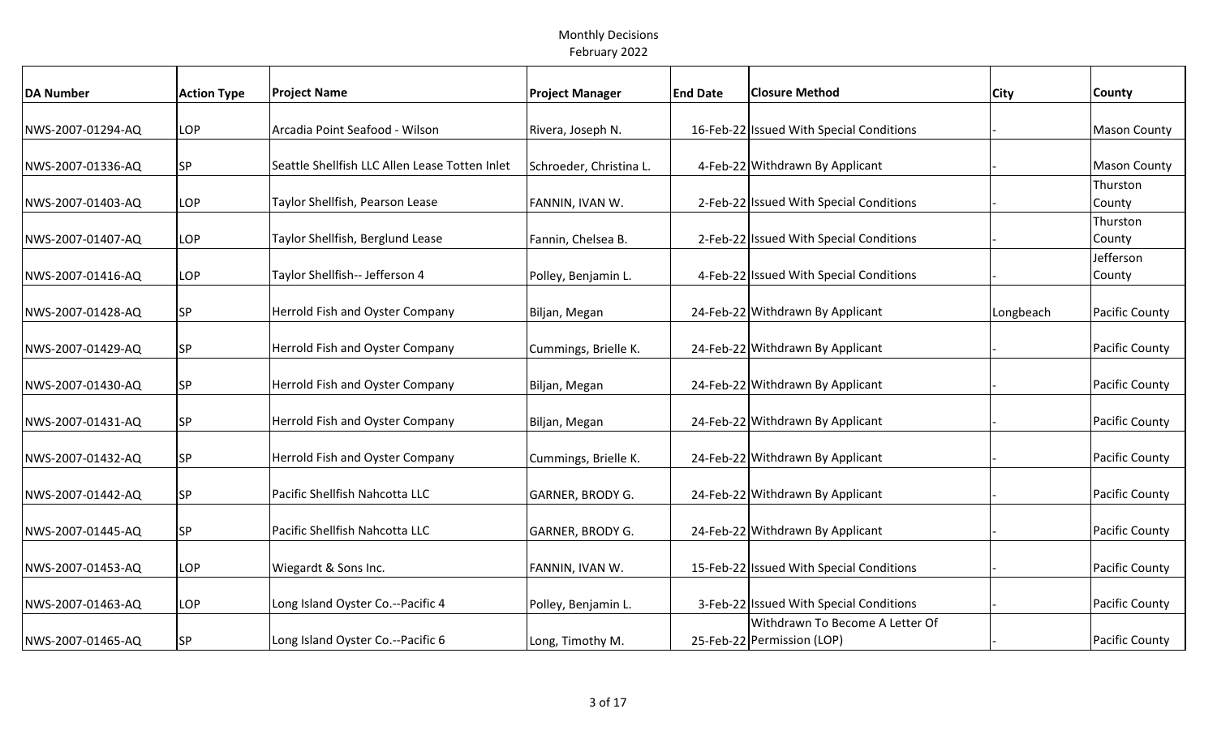# Monthly Decisions

February 2022

| DA Number | Action Type | Project Name | Project Manager | End Date | Closure Method | City | County |
|---|---|---|---|---|---|---|---|
| NWS-2007-01294-AQ | LOP | Arcadia Point Seafood - Wilson | Rivera, Joseph N. | 16-Feb-22 | Issued With Special Conditions | - | Mason County |
| NWS-2007-01336-AQ | SP | Seattle Shellfish LLC Allen Lease Totten Inlet | Schroeder, Christina L. | 4-Feb-22 | Withdrawn By Applicant | - | Mason County |
| NWS-2007-01403-AQ | LOP | Taylor Shellfish, Pearson Lease | FANNIN, IVAN W. | 2-Feb-22 | Issued With Special Conditions | - | Thurston County |
| NWS-2007-01407-AQ | LOP | Taylor Shellfish, Berglund Lease | Fannin, Chelsea B. | 2-Feb-22 | Issued With Special Conditions | - | Thurston County |
| NWS-2007-01416-AQ | LOP | Taylor Shellfish-- Jefferson 4 | Polley, Benjamin L. | 4-Feb-22 | Issued With Special Conditions | - | Jefferson County |
| NWS-2007-01428-AQ | SP | Herrold Fish and Oyster Company | Biljan, Megan | 24-Feb-22 | Withdrawn By Applicant | Longbeach | Pacific County |
| NWS-2007-01429-AQ | SP | Herrold Fish and Oyster Company | Cummings, Brielle K. | 24-Feb-22 | Withdrawn By Applicant | - | Pacific County |
| NWS-2007-01430-AQ | SP | Herrold Fish and Oyster Company | Biljan, Megan | 24-Feb-22 | Withdrawn By Applicant | - | Pacific County |
| NWS-2007-01431-AQ | SP | Herrold Fish and Oyster Company | Biljan, Megan | 24-Feb-22 | Withdrawn By Applicant | - | Pacific County |
| NWS-2007-01432-AQ | SP | Herrold Fish and Oyster Company | Cummings, Brielle K. | 24-Feb-22 | Withdrawn By Applicant | - | Pacific County |
| NWS-2007-01442-AQ | SP | Pacific Shellfish Nahcotta LLC | GARNER, BRODY G. | 24-Feb-22 | Withdrawn By Applicant | - | Pacific County |
| NWS-2007-01445-AQ | SP | Pacific Shellfish Nahcotta LLC | GARNER, BRODY G. | 24-Feb-22 | Withdrawn By Applicant | - | Pacific County |
| NWS-2007-01453-AQ | LOP | Wiegardt & Sons Inc. | FANNIN, IVAN W. | 15-Feb-22 | Issued With Special Conditions | - | Pacific County |
| NWS-2007-01463-AQ | LOP | Long Island Oyster Co.--Pacific 4 | Polley, Benjamin L. | 3-Feb-22 | Issued With Special Conditions | - | Pacific County |
| NWS-2007-01465-AQ | SP | Long Island Oyster Co.--Pacific 6 | Long, Timothy M. | 25-Feb-22 | Withdrawn To Become A Letter Of Permission (LOP) | - | Pacific County |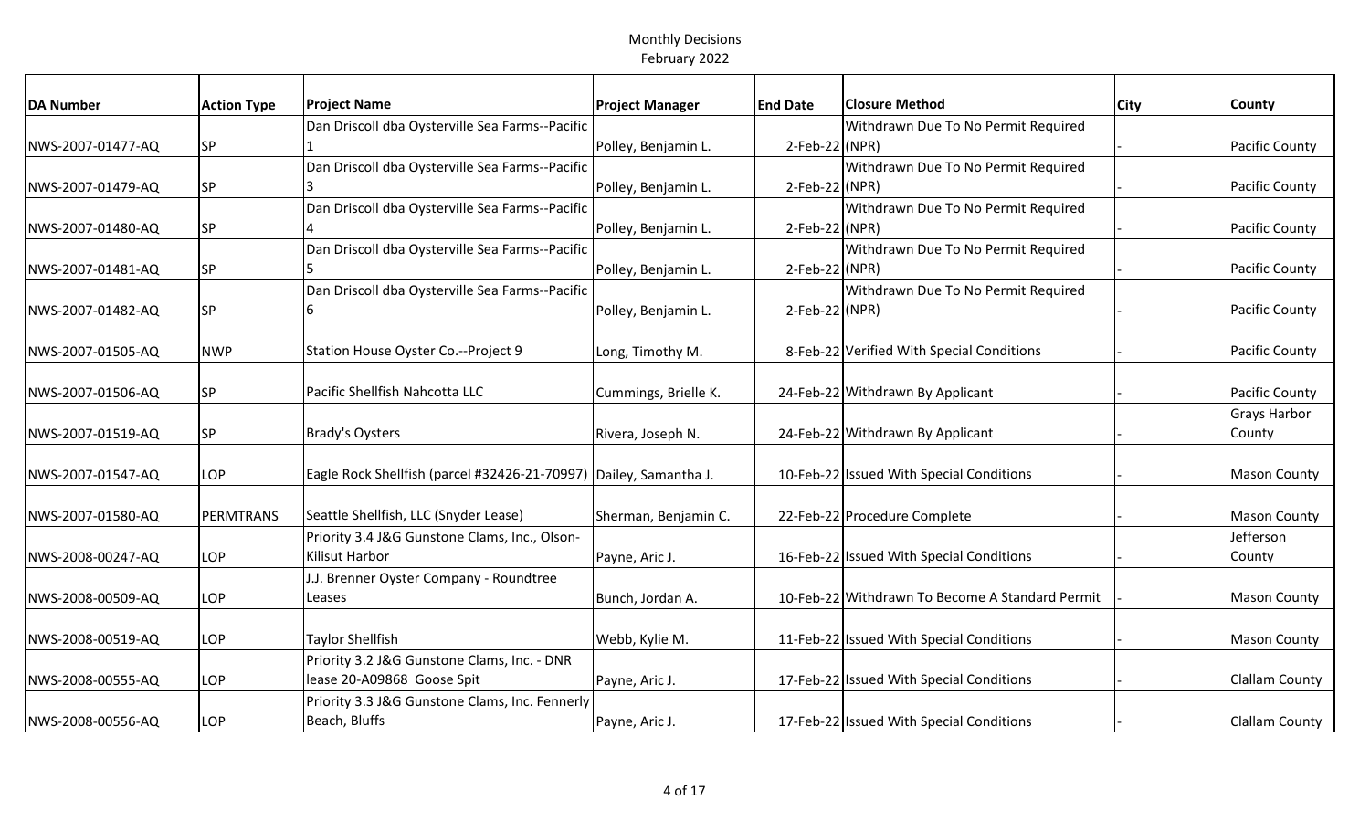# Monthly Decisions

## February 2022

| DA Number | Action Type | Project Name | Project Manager | End Date | Closure Method | City | County |
|---|---|---|---|---|---|---|---|
| NWS-2007-01477-AQ | SP | Dan Driscoll dba Oysterville Sea Farms--Pacific 1 | Polley, Benjamin L. | 2-Feb-22 | Withdrawn Due To No Permit Required (NPR) | - | Pacific County |
| NWS-2007-01479-AQ | SP | Dan Driscoll dba Oysterville Sea Farms--Pacific 3 | Polley, Benjamin L. | 2-Feb-22 | Withdrawn Due To No Permit Required (NPR) | - | Pacific County |
| NWS-2007-01480-AQ | SP | Dan Driscoll dba Oysterville Sea Farms--Pacific 4 | Polley, Benjamin L. | 2-Feb-22 | Withdrawn Due To No Permit Required (NPR) | - | Pacific County |
| NWS-2007-01481-AQ | SP | Dan Driscoll dba Oysterville Sea Farms--Pacific 5 | Polley, Benjamin L. | 2-Feb-22 | Withdrawn Due To No Permit Required (NPR) | - | Pacific County |
| NWS-2007-01482-AQ | SP | Dan Driscoll dba Oysterville Sea Farms--Pacific 6 | Polley, Benjamin L. | 2-Feb-22 | Withdrawn Due To No Permit Required (NPR) | - | Pacific County |
| NWS-2007-01505-AQ | NWP | Station House Oyster Co.--Project 9 | Long, Timothy M. | 8-Feb-22 | Verified With Special Conditions | - | Pacific County |
| NWS-2007-01506-AQ | SP | Pacific Shellfish Nahcotta LLC | Cummings, Brielle K. | 24-Feb-22 | Withdrawn By Applicant | - | Pacific County |
| NWS-2007-01519-AQ | SP | Brady's Oysters | Rivera, Joseph N. | 24-Feb-22 | Withdrawn By Applicant | - | Grays Harbor County |
| NWS-2007-01547-AQ | LOP | Eagle Rock Shellfish (parcel #32426-21-70997) | Dailey, Samantha J. | 10-Feb-22 | Issued With Special Conditions | - | Mason County |
| NWS-2007-01580-AQ | PERMTRANS | Seattle Shellfish, LLC (Snyder Lease) | Sherman, Benjamin C. | 22-Feb-22 | Procedure Complete | - | Mason County |
| NWS-2008-00247-AQ | LOP | Priority 3.4 J&G Gunstone Clams, Inc., Olson-Kilisut Harbor | Payne, Aric J. | 16-Feb-22 | Issued With Special Conditions | - | Jefferson County |
| NWS-2008-00509-AQ | LOP | J.J. Brenner Oyster Company - Roundtree Leases | Bunch, Jordan A. | 10-Feb-22 | Withdrawn To Become A Standard Permit | - | Mason County |
| NWS-2008-00519-AQ | LOP | Taylor Shellfish | Webb, Kylie M. | 11-Feb-22 | Issued With Special Conditions | - | Mason County |
| NWS-2008-00555-AQ | LOP | Priority 3.2 J&G Gunstone Clams, Inc. - DNR lease 20-A09868 Goose Spit | Payne, Aric J. | 17-Feb-22 | Issued With Special Conditions | - | Clallam County |
| NWS-2008-00556-AQ | LOP | Priority 3.3 J&G Gunstone Clams, Inc. Fennerly Beach, Bluffs | Payne, Aric J. | 17-Feb-22 | Issued With Special Conditions | - | Clallam County |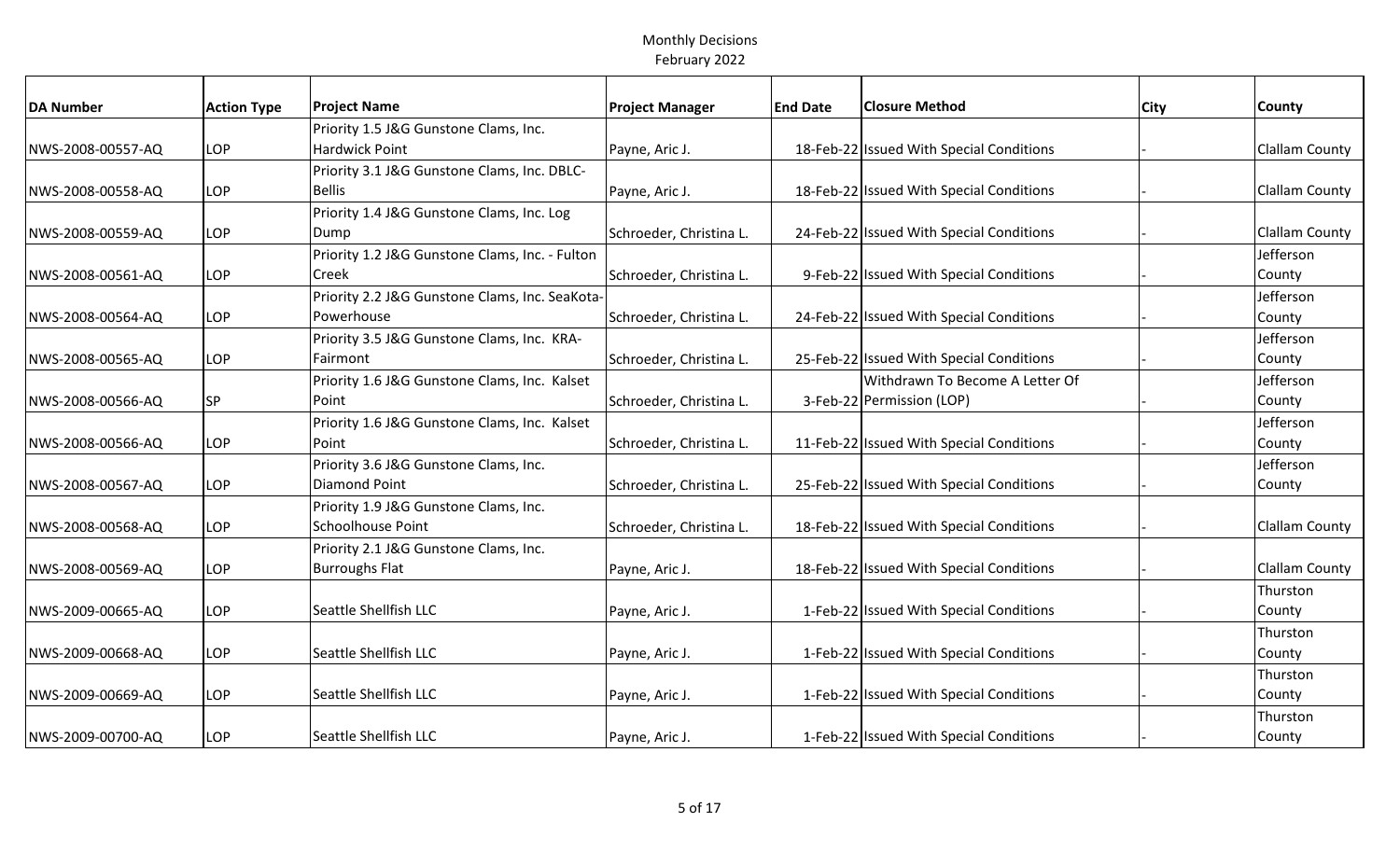Monthly Decisions
February 2022

| DA Number | Action Type | Project Name | Project Manager | End Date | Closure Method | City | County |
|---|---|---|---|---|---|---|---|
| NWS-2008-00557-AQ | LOP | Priority 1.5 J&G Gunstone Clams, Inc. Hardwick Point | Payne, Aric J. | 18-Feb-22 | Issued With Special Conditions | - | Clallam County |
| NWS-2008-00558-AQ | LOP | Priority 3.1 J&G Gunstone Clams, Inc. DBLC-Bellis | Payne, Aric J. | 18-Feb-22 | Issued With Special Conditions | - | Clallam County |
| NWS-2008-00559-AQ | LOP | Priority 1.4 J&G Gunstone Clams, Inc. Log Dump | Schroeder, Christina L. | 24-Feb-22 | Issued With Special Conditions | - | Clallam County |
| NWS-2008-00561-AQ | LOP | Priority 1.2 J&G Gunstone Clams, Inc. - Fulton Creek | Schroeder, Christina L. | 9-Feb-22 | Issued With Special Conditions | - | Jefferson County |
| NWS-2008-00564-AQ | LOP | Priority 2.2 J&G Gunstone Clams, Inc. SeaKota-Powerhouse | Schroeder, Christina L. | 24-Feb-22 | Issued With Special Conditions | - | Jefferson County |
| NWS-2008-00565-AQ | LOP | Priority 3.5 J&G Gunstone Clams, Inc. KRA-Fairmont | Schroeder, Christina L. | 25-Feb-22 | Issued With Special Conditions | - | Jefferson County |
| NWS-2008-00566-AQ | SP | Priority 1.6 J&G Gunstone Clams, Inc. Kalset Point | Schroeder, Christina L. | 3-Feb-22 | Withdrawn To Become A Letter Of Permission (LOP) | - | Jefferson County |
| NWS-2008-00566-AQ | LOP | Priority 1.6 J&G Gunstone Clams, Inc. Kalset Point | Schroeder, Christina L. | 11-Feb-22 | Issued With Special Conditions | - | Jefferson County |
| NWS-2008-00567-AQ | LOP | Priority 3.6 J&G Gunstone Clams, Inc. Diamond Point | Schroeder, Christina L. | 25-Feb-22 | Issued With Special Conditions | - | Jefferson County |
| NWS-2008-00568-AQ | LOP | Priority 1.9 J&G Gunstone Clams, Inc. Schoolhouse Point | Schroeder, Christina L. | 18-Feb-22 | Issued With Special Conditions | - | Clallam County |
| NWS-2008-00569-AQ | LOP | Priority 2.1 J&G Gunstone Clams, Inc. Burroughs Flat | Payne, Aric J. | 18-Feb-22 | Issued With Special Conditions | - | Clallam County |
| NWS-2009-00665-AQ | LOP | Seattle Shellfish LLC | Payne, Aric J. | 1-Feb-22 | Issued With Special Conditions | - | Thurston County |
| NWS-2009-00668-AQ | LOP | Seattle Shellfish LLC | Payne, Aric J. | 1-Feb-22 | Issued With Special Conditions | - | Thurston County |
| NWS-2009-00669-AQ | LOP | Seattle Shellfish LLC | Payne, Aric J. | 1-Feb-22 | Issued With Special Conditions | - | Thurston County |
| NWS-2009-00700-AQ | LOP | Seattle Shellfish LLC | Payne, Aric J. | 1-Feb-22 | Issued With Special Conditions | - | Thurston County |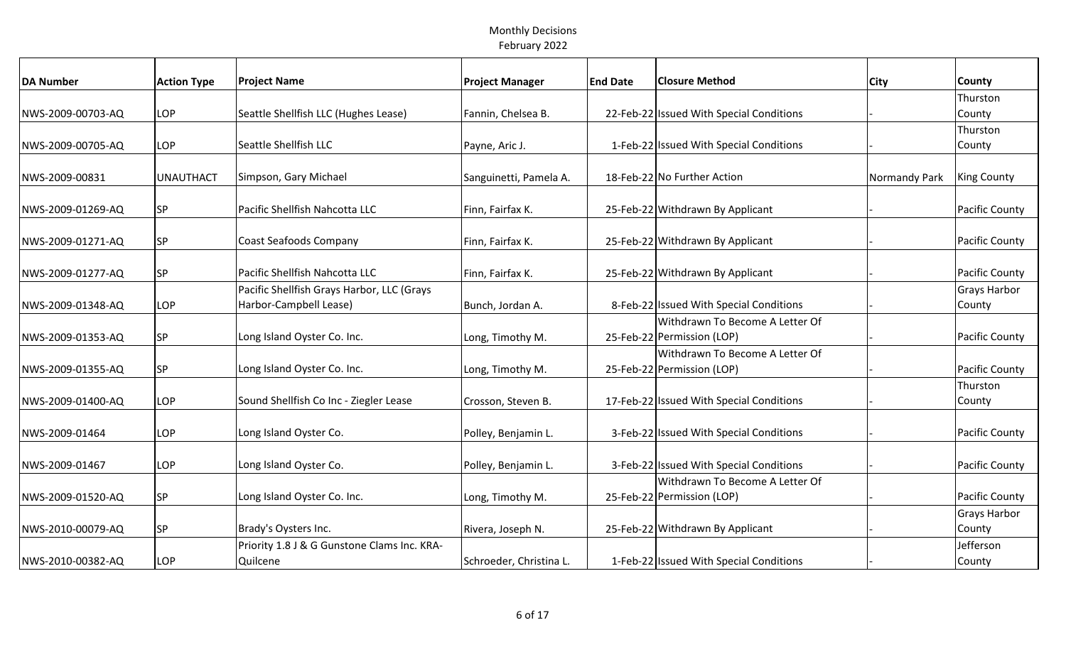Monthly Decisions
February 2022

| DA Number | Action Type | Project Name | Project Manager | End Date | Closure Method | City | County |
|---|---|---|---|---|---|---|---|
| NWS-2009-00703-AQ | LOP | Seattle Shellfish LLC (Hughes Lease) | Fannin, Chelsea B. | 22-Feb-22 | Issued With Special Conditions | - | Thurston County |
| NWS-2009-00705-AQ | LOP | Seattle Shellfish LLC | Payne, Aric J. | 1-Feb-22 | Issued With Special Conditions | - | Thurston County |
| NWS-2009-00831 | UNAUTHACT | Simpson, Gary Michael | Sanguinetti, Pamela A. | 18-Feb-22 | No Further Action | Normandy Park | King County |
| NWS-2009-01269-AQ | SP | Pacific Shellfish Nahcotta LLC | Finn, Fairfax K. | 25-Feb-22 | Withdrawn By Applicant | - | Pacific County |
| NWS-2009-01271-AQ | SP | Coast Seafoods Company | Finn, Fairfax K. | 25-Feb-22 | Withdrawn By Applicant | - | Pacific County |
| NWS-2009-01277-AQ | SP | Pacific Shellfish Nahcotta LLC | Finn, Fairfax K. | 25-Feb-22 | Withdrawn By Applicant | - | Pacific County |
| NWS-2009-01348-AQ | LOP | Pacific Shellfish Grays Harbor, LLC (Grays Harbor-Campbell Lease) | Bunch, Jordan A. | 8-Feb-22 | Issued With Special Conditions | - | Grays Harbor County |
| NWS-2009-01353-AQ | SP | Long Island Oyster Co. Inc. | Long, Timothy M. | 25-Feb-22 | Withdrawn To Become A Letter Of Permission (LOP) | - | Pacific County |
| NWS-2009-01355-AQ | SP | Long Island Oyster Co. Inc. | Long, Timothy M. | 25-Feb-22 | Withdrawn To Become A Letter Of Permission (LOP) | - | Pacific County |
| NWS-2009-01400-AQ | LOP | Sound Shellfish Co Inc - Ziegler Lease | Crosson, Steven B. | 17-Feb-22 | Issued With Special Conditions | - | Thurston County |
| NWS-2009-01464 | LOP | Long Island Oyster Co. | Polley, Benjamin L. | 3-Feb-22 | Issued With Special Conditions | - | Pacific County |
| NWS-2009-01467 | LOP | Long Island Oyster Co. | Polley, Benjamin L. | 3-Feb-22 | Issued With Special Conditions | - | Pacific County |
| NWS-2009-01520-AQ | SP | Long Island Oyster Co. Inc. | Long, Timothy M. | 25-Feb-22 | Withdrawn To Become A Letter Of Permission (LOP) | - | Pacific County |
| NWS-2010-00079-AQ | SP | Brady's Oysters Inc. | Rivera, Joseph N. | 25-Feb-22 | Withdrawn By Applicant | - | Grays Harbor County |
| NWS-2010-00382-AQ | LOP | Priority 1.8 J & G Gunstone Clams Inc. KRA-Quilcene | Schroeder, Christina L. | 1-Feb-22 | Issued With Special Conditions | - | Jefferson County |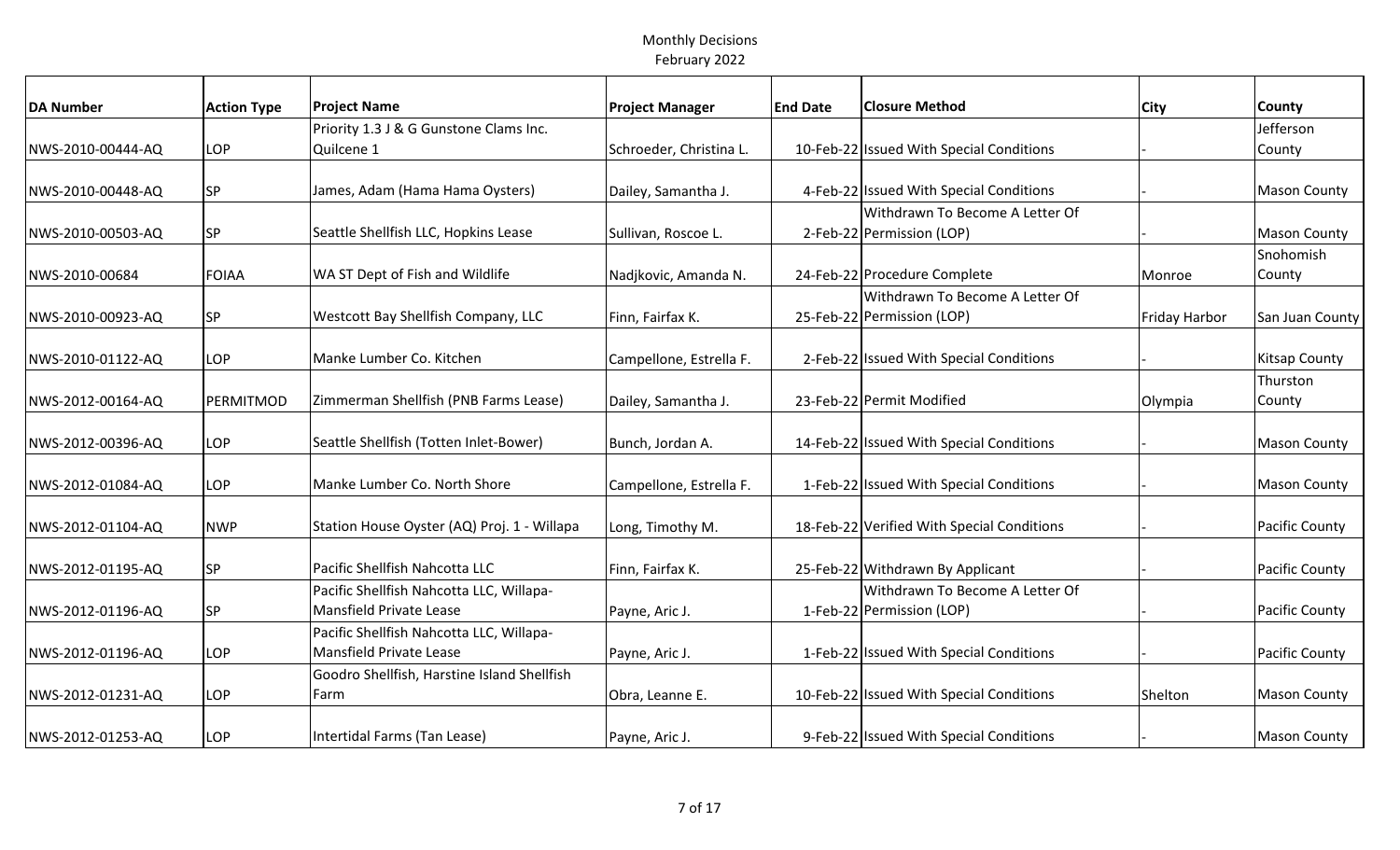Monthly Decisions
February 2022

| DA Number | Action Type | Project Name | Project Manager | End Date | Closure Method | City | County |
|---|---|---|---|---|---|---|---|
| NWS-2010-00444-AQ | LOP | Priority 1.3 J & G Gunstone Clams Inc. Quilcene 1 | Schroeder, Christina L. | 10-Feb-22 | Issued With Special Conditions | - | Jefferson County |
| NWS-2010-00448-AQ | SP | James, Adam (Hama Hama Oysters) | Dailey, Samantha J. | 4-Feb-22 | Issued With Special Conditions | - | Mason County |
| NWS-2010-00503-AQ | SP | Seattle Shellfish LLC, Hopkins Lease | Sullivan, Roscoe L. | 2-Feb-22 | Withdrawn To Become A Letter Of Permission (LOP) | - | Mason County |
| NWS-2010-00684 | FOIAA | WA ST Dept of Fish and Wildlife | Nadjkovic, Amanda N. | 24-Feb-22 | Procedure Complete | Monroe | Snohomish County |
| NWS-2010-00923-AQ | SP | Westcott Bay Shellfish Company, LLC | Finn, Fairfax K. | 25-Feb-22 | Withdrawn To Become A Letter Of Permission (LOP) | Friday Harbor | San Juan County |
| NWS-2010-01122-AQ | LOP | Manke Lumber Co. Kitchen | Campellone, Estrella F. | 2-Feb-22 | Issued With Special Conditions | - | Kitsap County |
| NWS-2012-00164-AQ | PERMITMOD | Zimmerman Shellfish (PNB Farms Lease) | Dailey, Samantha J. | 23-Feb-22 | Permit Modified | Olympia | Thurston County |
| NWS-2012-00396-AQ | LOP | Seattle Shellfish (Totten Inlet-Bower) | Bunch, Jordan A. | 14-Feb-22 | Issued With Special Conditions | - | Mason County |
| NWS-2012-01084-AQ | LOP | Manke Lumber Co. North Shore | Campellone, Estrella F. | 1-Feb-22 | Issued With Special Conditions | - | Mason County |
| NWS-2012-01104-AQ | NWP | Station House Oyster (AQ) Proj. 1 - Willapa | Long, Timothy M. | 18-Feb-22 | Verified With Special Conditions | - | Pacific County |
| NWS-2012-01195-AQ | SP | Pacific Shellfish Nahcotta LLC | Finn, Fairfax K. | 25-Feb-22 | Withdrawn By Applicant | - | Pacific County |
| NWS-2012-01196-AQ | SP | Pacific Shellfish Nahcotta LLC, Willapa-Mansfield Private Lease | Payne, Aric J. | 1-Feb-22 | Withdrawn To Become A Letter Of Permission (LOP) | - | Pacific County |
| NWS-2012-01196-AQ | LOP | Pacific Shellfish Nahcotta LLC, Willapa-Mansfield Private Lease | Payne, Aric J. | 1-Feb-22 | Issued With Special Conditions | - | Pacific County |
| NWS-2012-01231-AQ | LOP | Goodro Shellfish, Harstine Island Shellfish Farm | Obra, Leanne E. | 10-Feb-22 | Issued With Special Conditions | Shelton | Mason County |
| NWS-2012-01253-AQ | LOP | Intertidal Farms (Tan Lease) | Payne, Aric J. | 9-Feb-22 | Issued With Special Conditions | - | Mason County |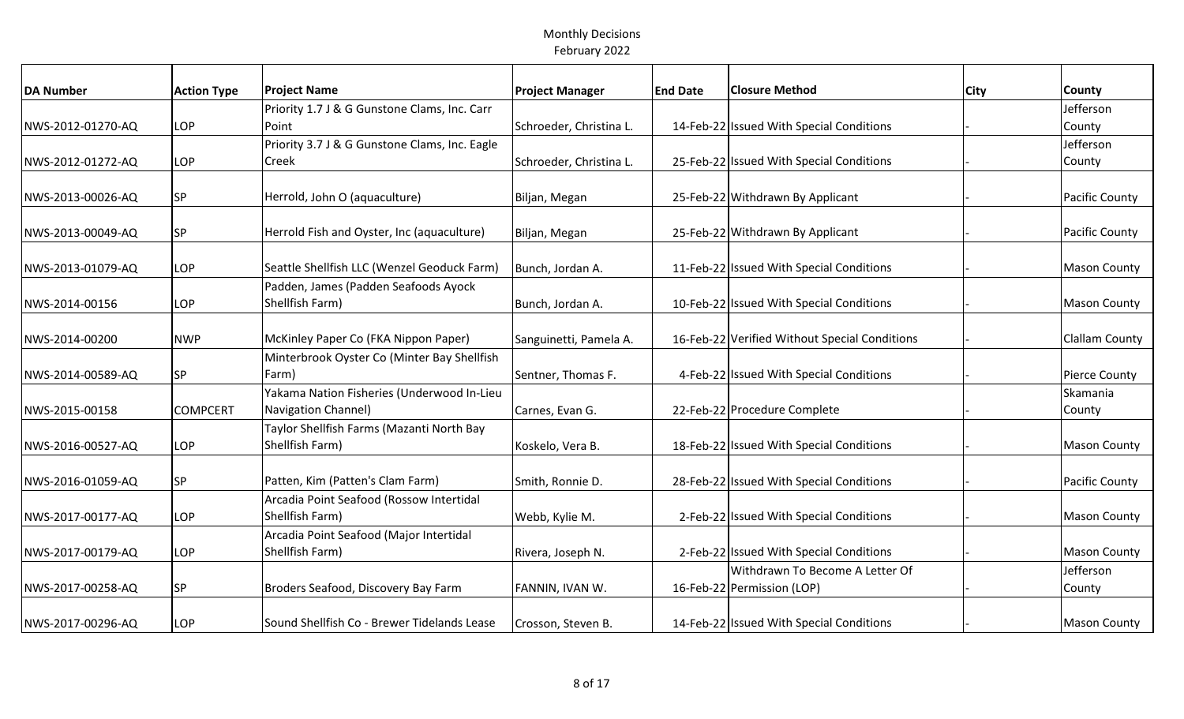# Monthly Decisions

## February 2022

| DA Number | Action Type | Project Name | Project Manager | End Date | Closure Method | City | County |
|---|---|---|---|---|---|---|---|
| NWS-2012-01270-AQ | LOP | Priority 1.7 J & G Gunstone Clams, Inc. Carr Point | Schroeder, Christina L. | 14-Feb-22 | Issued With Special Conditions | - | Jefferson County |
| NWS-2012-01272-AQ | LOP | Priority 3.7 J & G Gunstone Clams, Inc. Eagle Creek | Schroeder, Christina L. | 25-Feb-22 | Issued With Special Conditions | - | Jefferson County |
| NWS-2013-00026-AQ | SP | Herrold, John O (aquaculture) | Biljan, Megan | 25-Feb-22 | Withdrawn By Applicant | - | Pacific County |
| NWS-2013-00049-AQ | SP | Herrold Fish and Oyster, Inc (aquaculture) | Biljan, Megan | 25-Feb-22 | Withdrawn By Applicant | - | Pacific County |
| NWS-2013-01079-AQ | LOP | Seattle Shellfish LLC (Wenzel Geoduck Farm) | Bunch, Jordan A. | 11-Feb-22 | Issued With Special Conditions | - | Mason County |
| NWS-2014-00156 | LOP | Padden, James (Padden Seafoods Ayock Shellfish Farm) | Bunch, Jordan A. | 10-Feb-22 | Issued With Special Conditions | - | Mason County |
| NWS-2014-00200 | NWP | McKinley Paper Co (FKA Nippon Paper) | Sanguinetti, Pamela A. | 16-Feb-22 | Verified Without Special Conditions | - | Clallam County |
| NWS-2014-00589-AQ | SP | Minterbrook Oyster Co (Minter Bay Shellfish Farm) | Sentner, Thomas F. | 4-Feb-22 | Issued With Special Conditions | - | Pierce County |
| NWS-2015-00158 | COMPCERT | Yakama Nation Fisheries (Underwood In-Lieu Navigation Channel) | Carnes, Evan G. | 22-Feb-22 | Procedure Complete | - | Skamania County |
| NWS-2016-00527-AQ | LOP | Taylor Shellfish Farms (Mazanti North Bay Shellfish Farm) | Koskelo, Vera B. | 18-Feb-22 | Issued With Special Conditions | - | Mason County |
| NWS-2016-01059-AQ | SP | Patten, Kim (Patten's Clam Farm) | Smith, Ronnie D. | 28-Feb-22 | Issued With Special Conditions | - | Pacific County |
| NWS-2017-00177-AQ | LOP | Arcadia Point Seafood (Rossow Intertidal Shellfish Farm) | Webb, Kylie M. | 2-Feb-22 | Issued With Special Conditions | - | Mason County |
| NWS-2017-00179-AQ | LOP | Arcadia Point Seafood (Major Intertidal Shellfish Farm) | Rivera, Joseph N. | 2-Feb-22 | Issued With Special Conditions | - | Mason County |
| NWS-2017-00258-AQ | SP | Broders Seafood, Discovery Bay Farm | FANNIN, IVAN W. | 16-Feb-22 | Withdrawn To Become A Letter Of Permission (LOP) | - | Jefferson County |
| NWS-2017-00296-AQ | LOP | Sound Shellfish Co - Brewer Tidelands Lease | Crosson, Steven B. | 14-Feb-22 | Issued With Special Conditions | - | Mason County |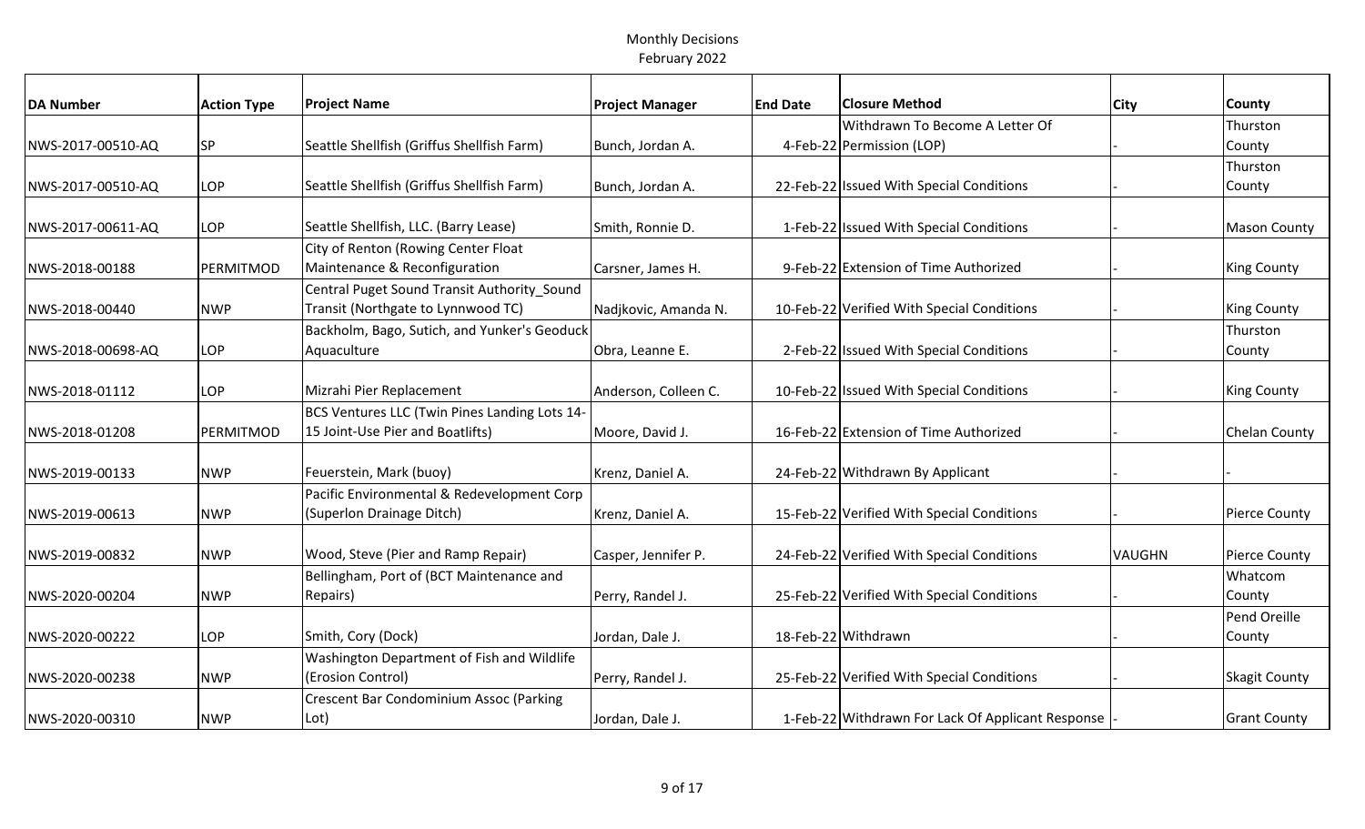# Monthly Decisions

February 2022

| DA Number | Action Type | Project Name | Project Manager | End Date | Closure Method | City | County |
|---|---|---|---|---|---|---|---|
| NWS-2017-00510-AQ | SP | Seattle Shellfish (Griffus Shellfish Farm) | Bunch, Jordan A. | 4-Feb-22 | Withdrawn To Become A Letter Of Permission (LOP) | - | Thurston County |
| NWS-2017-00510-AQ | LOP | Seattle Shellfish (Griffus Shellfish Farm) | Bunch, Jordan A. | 22-Feb-22 | Issued With Special Conditions | - | Thurston County |
| NWS-2017-00611-AQ | LOP | Seattle Shellfish, LLC. (Barry Lease) | Smith, Ronnie D. | 1-Feb-22 | Issued With Special Conditions | - | Mason County |
| NWS-2018-00188 | PERMITMOD | City of Renton (Rowing Center Float Maintenance & Reconfiguration | Carsner, James H. | 9-Feb-22 | Extension of Time Authorized | - | King County |
| NWS-2018-00440 | NWP | Central Puget Sound Transit Authority_Sound Transit (Northgate to Lynnwood TC) | Nadjkovic, Amanda N. | 10-Feb-22 | Verified With Special Conditions | - | King County |
| NWS-2018-00698-AQ | LOP | Backholm, Bago, Sutich, and Yunker's Geoduck Aquaculture | Obra, Leanne E. | 2-Feb-22 | Issued With Special Conditions | - | Thurston County |
| NWS-2018-01112 | LOP | Mizrahi Pier Replacement | Anderson, Colleen C. | 10-Feb-22 | Issued With Special Conditions | - | King County |
| NWS-2018-01208 | PERMITMOD | BCS Ventures LLC (Twin Pines Landing Lots 14-15 Joint-Use Pier and Boatlifts) | Moore, David J. | 16-Feb-22 | Extension of Time Authorized | - | Chelan County |
| NWS-2019-00133 | NWP | Feuerstein, Mark (buoy) | Krenz, Daniel A. | 24-Feb-22 | Withdrawn By Applicant | - | - |
| NWS-2019-00613 | NWP | Pacific Environmental & Redevelopment Corp (Superlon Drainage Ditch) | Krenz, Daniel A. | 15-Feb-22 | Verified With Special Conditions | - | Pierce County |
| NWS-2019-00832 | NWP | Wood, Steve (Pier and Ramp Repair) | Casper, Jennifer P. | 24-Feb-22 | Verified With Special Conditions | VAUGHN | Pierce County |
| NWS-2020-00204 | NWP | Bellingham, Port of (BCT Maintenance and Repairs) | Perry, Randel J. | 25-Feb-22 | Verified With Special Conditions | - | Whatcom County |
| NWS-2020-00222 | LOP | Smith, Cory (Dock) | Jordan, Dale J. | 18-Feb-22 | Withdrawn | - | Pend Oreille County |
| NWS-2020-00238 | NWP | Washington Department of Fish and Wildlife (Erosion Control) | Perry, Randel J. | 25-Feb-22 | Verified With Special Conditions | - | Skagit County |
| NWS-2020-00310 | NWP | Crescent Bar Condominium Assoc (Parking Lot) | Jordan, Dale J. | 1-Feb-22 | Withdrawn For Lack Of Applicant Response | - | Grant County |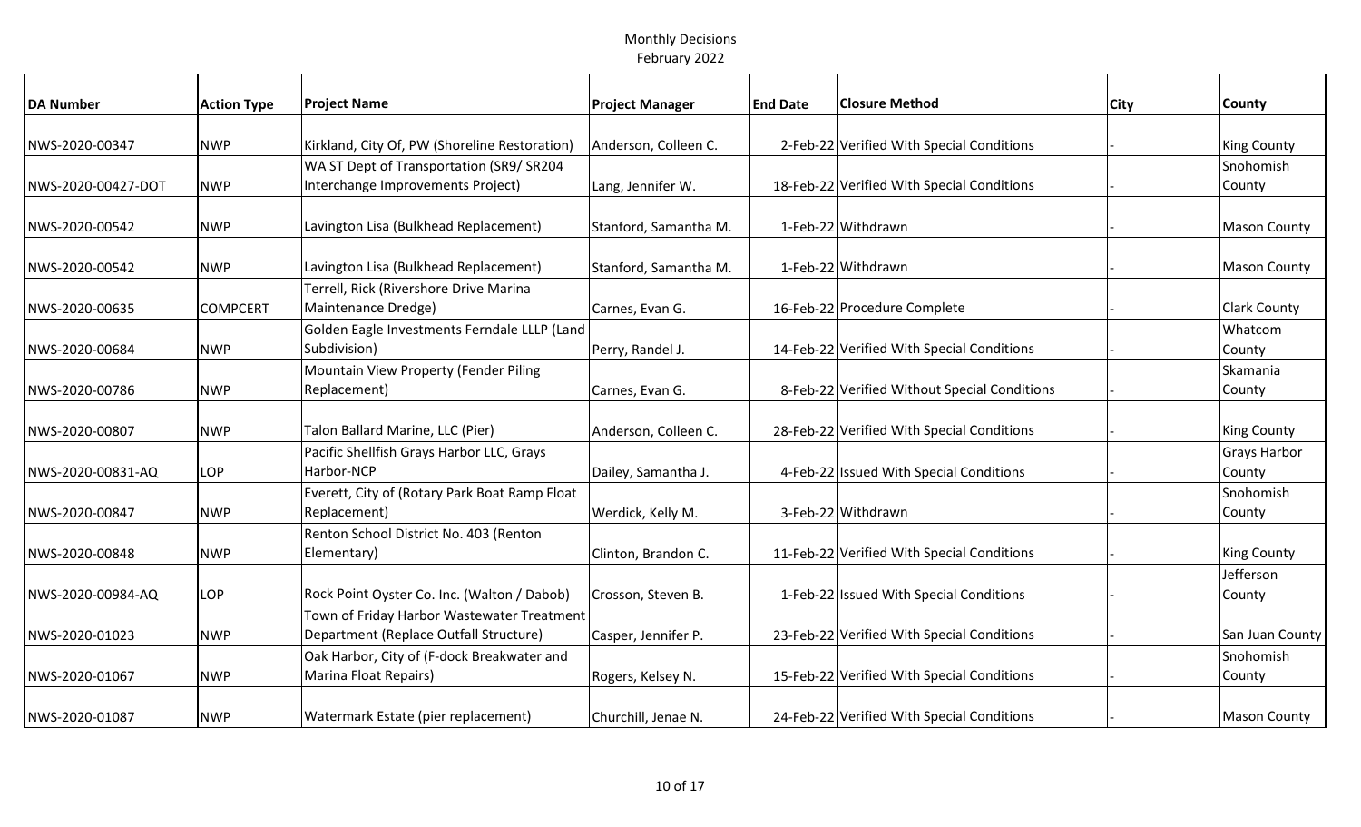Monthly Decisions
February 2022

| DA Number | Action Type | Project Name | Project Manager | End Date | Closure Method | City | County |
|---|---|---|---|---|---|---|---|
| NWS-2020-00347 | NWP | Kirkland, City Of, PW (Shoreline Restoration) | Anderson, Colleen C. | 2-Feb-22 | Verified With Special Conditions | - | King County |
| NWS-2020-00427-DOT | NWP | WA ST Dept of Transportation (SR9/ SR204 Interchange Improvements Project) | Lang, Jennifer W. | 18-Feb-22 | Verified With Special Conditions | - | Snohomish County |
| NWS-2020-00542 | NWP | Lavington Lisa (Bulkhead Replacement) | Stanford, Samantha M. | 1-Feb-22 | Withdrawn | - | Mason County |
| NWS-2020-00542 | NWP | Lavington Lisa (Bulkhead Replacement) | Stanford, Samantha M. | 1-Feb-22 | Withdrawn | - | Mason County |
| NWS-2020-00635 | COMPCERT | Terrell, Rick (Rivershore Drive Marina Maintenance Dredge) | Carnes, Evan G. | 16-Feb-22 | Procedure Complete | - | Clark County |
| NWS-2020-00684 | NWP | Golden Eagle Investments Ferndale LLLP (Land Subdivision) | Perry, Randel J. | 14-Feb-22 | Verified With Special Conditions | - | Whatcom County |
| NWS-2020-00786 | NWP | Mountain View Property (Fender Piling Replacement) | Carnes, Evan G. | 8-Feb-22 | Verified Without Special Conditions | - | Skamania County |
| NWS-2020-00807 | NWP | Talon Ballard Marine, LLC (Pier) | Anderson, Colleen C. | 28-Feb-22 | Verified With Special Conditions | - | King County |
| NWS-2020-00831-AQ | LOP | Pacific Shellfish Grays Harbor LLC, Grays Harbor-NCP | Dailey, Samantha J. | 4-Feb-22 | Issued With Special Conditions | - | Grays Harbor County |
| NWS-2020-00847 | NWP | Everett, City of (Rotary Park Boat Ramp Float Replacement) | Werdick, Kelly M. | 3-Feb-22 | Withdrawn | - | Snohomish County |
| NWS-2020-00848 | NWP | Renton School District No. 403 (Renton Elementary) | Clinton, Brandon C. | 11-Feb-22 | Verified With Special Conditions | - | King County |
| NWS-2020-00984-AQ | LOP | Rock Point Oyster Co. Inc. (Walton / Dabob) | Crosson, Steven B. | 1-Feb-22 | Issued With Special Conditions | - | Jefferson County |
| NWS-2020-01023 | NWP | Town of Friday Harbor Wastewater Treatment Department (Replace Outfall Structure) | Casper, Jennifer P. | 23-Feb-22 | Verified With Special Conditions | - | San Juan County |
| NWS-2020-01067 | NWP | Oak Harbor, City of (F-dock Breakwater and Marina Float Repairs) | Rogers, Kelsey N. | 15-Feb-22 | Verified With Special Conditions | - | Snohomish County |
| NWS-2020-01087 | NWP | Watermark Estate (pier replacement) | Churchill, Jenae N. | 24-Feb-22 | Verified With Special Conditions | - | Mason County |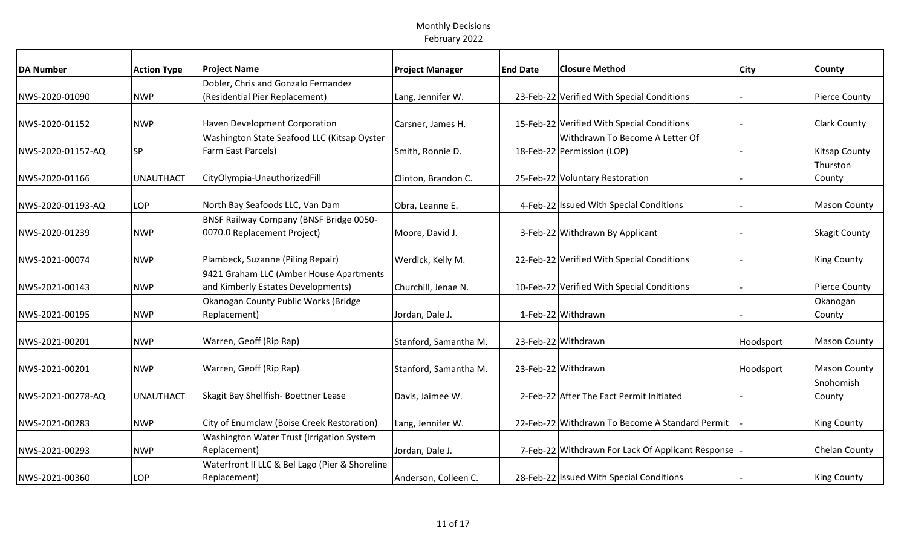# Monthly Decisions
## February 2022

| DA Number | Action Type | Project Name | Project Manager | End Date | Closure Method | City | County |
|---|---|---|---|---|---|---|---|
| NWS-2020-01090 | NWP | Dobler, Chris and Gonzalo Fernandez (Residential Pier Replacement) | Lang, Jennifer W. | 23-Feb-22 | Verified With Special Conditions | - | Pierce County |
| NWS-2020-01152 | NWP | Haven Development Corporation | Carsner, James H. | 15-Feb-22 | Verified With Special Conditions | - | Clark County |
| NWS-2020-01157-AQ | SP | Washington State Seafood LLC (Kitsap Oyster Farm East Parcels) | Smith, Ronnie D. | 18-Feb-22 | Withdrawn To Become A Letter Of Permission (LOP) | - | Kitsap County |
| NWS-2020-01166 | UNAUTHACT | CityOlympia-UnauthorizedFill | Clinton, Brandon C. | 25-Feb-22 | Voluntary Restoration | - | Thurston County |
| NWS-2020-01193-AQ | LOP | North Bay Seafoods LLC, Van Dam | Obra, Leanne E. | 4-Feb-22 | Issued With Special Conditions | - | Mason County |
| NWS-2020-01239 | NWP | BNSF Railway Company (BNSF Bridge 0050-0070.0 Replacement Project) | Moore, David J. | 3-Feb-22 | Withdrawn By Applicant | - | Skagit County |
| NWS-2021-00074 | NWP | Plambeck, Suzanne (Piling Repair) | Werdick, Kelly M. | 22-Feb-22 | Verified With Special Conditions | - | King County |
| NWS-2021-00143 | NWP | 9421 Graham LLC (Amber House Apartments and Kimberly Estates Developments) | Churchill, Jenae N. | 10-Feb-22 | Verified With Special Conditions | - | Pierce County |
| NWS-2021-00195 | NWP | Okanogan County Public Works (Bridge Replacement) | Jordan, Dale J. | 1-Feb-22 | Withdrawn | - | Okanogan County |
| NWS-2021-00201 | NWP | Warren, Geoff (Rip Rap) | Stanford, Samantha M. | 23-Feb-22 | Withdrawn | Hoodsport | Mason County |
| NWS-2021-00201 | NWP | Warren, Geoff (Rip Rap) | Stanford, Samantha M. | 23-Feb-22 | Withdrawn | Hoodsport | Mason County |
| NWS-2021-00278-AQ | UNAUTHACT | Skagit Bay Shellfish- Boettner Lease | Davis, Jaimee W. | 2-Feb-22 | After The Fact Permit Initiated | - | Snohomish County |
| NWS-2021-00283 | NWP | City of Enumclaw (Boise Creek Restoration) | Lang, Jennifer W. | 22-Feb-22 | Withdrawn To Become A Standard Permit | - | King County |
| NWS-2021-00293 | NWP | Washington Water Trust (Irrigation System Replacement) | Jordan, Dale J. | 7-Feb-22 | Withdrawn For Lack Of Applicant Response | - | Chelan County |
| NWS-2021-00360 | LOP | Waterfront II LLC & Bel Lago (Pier & Shoreline Replacement) | Anderson, Colleen C. | 28-Feb-22 | Issued With Special Conditions | - | King County |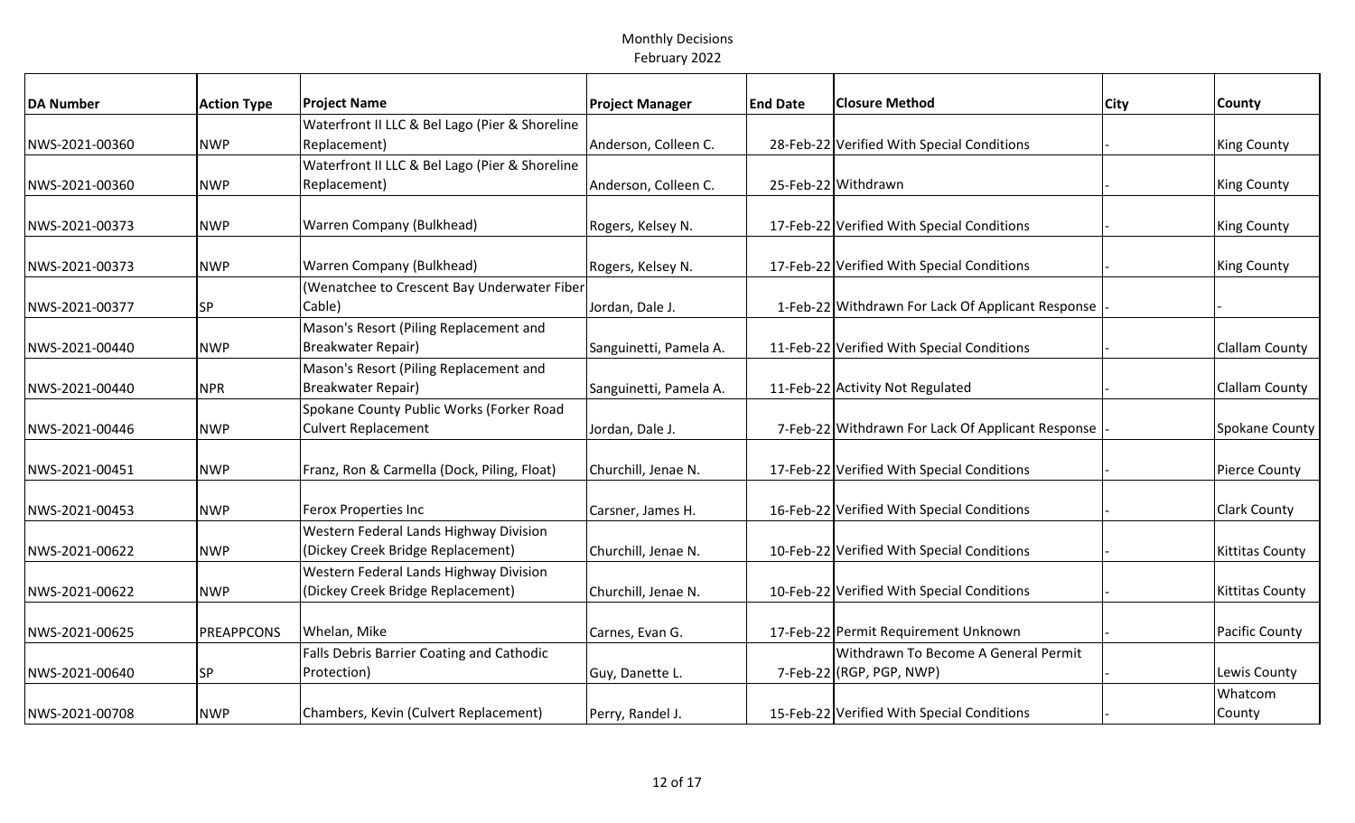Monthly Decisions
February 2022

| DA Number | Action Type | Project Name | Project Manager | End Date | Closure Method | City | County |
|---|---|---|---|---|---|---|---|
| NWS-2021-00360 | NWP | Waterfront II LLC & Bel Lago (Pier & Shoreline Replacement) | Anderson, Colleen C. | 28-Feb-22 | Verified With Special Conditions | - | King County |
| NWS-2021-00360 | NWP | Waterfront II LLC & Bel Lago (Pier & Shoreline Replacement) | Anderson, Colleen C. | 25-Feb-22 | Withdrawn | - | King County |
| NWS-2021-00373 | NWP | Warren Company (Bulkhead) | Rogers, Kelsey N. | 17-Feb-22 | Verified With Special Conditions | - | King County |
| NWS-2021-00373 | NWP | Warren Company (Bulkhead) | Rogers, Kelsey N. | 17-Feb-22 | Verified With Special Conditions | - | King County |
| NWS-2021-00377 | SP | (Wenatchee to Crescent Bay Underwater Fiber Cable) | Jordan, Dale J. | 1-Feb-22 | Withdrawn For Lack Of Applicant Response | - | - |
| NWS-2021-00440 | NWP | Mason's Resort (Piling Replacement and Breakwater Repair) | Sanguinetti, Pamela A. | 11-Feb-22 | Verified With Special Conditions | - | Clallam County |
| NWS-2021-00440 | NPR | Mason's Resort (Piling Replacement and Breakwater Repair) | Sanguinetti, Pamela A. | 11-Feb-22 | Activity Not Regulated | - | Clallam County |
| NWS-2021-00446 | NWP | Spokane County Public Works (Forker Road Culvert Replacement | Jordan, Dale J. | 7-Feb-22 | Withdrawn For Lack Of Applicant Response | - | Spokane County |
| NWS-2021-00451 | NWP | Franz, Ron & Carmella (Dock, Piling, Float) | Churchill, Jenae N. | 17-Feb-22 | Verified With Special Conditions | - | Pierce County |
| NWS-2021-00453 | NWP | Ferox Properties Inc | Carsner, James H. | 16-Feb-22 | Verified With Special Conditions | - | Clark County |
| NWS-2021-00622 | NWP | Western Federal Lands Highway Division (Dickey Creek Bridge Replacement) | Churchill, Jenae N. | 10-Feb-22 | Verified With Special Conditions | - | Kittitas County |
| NWS-2021-00622 | NWP | Western Federal Lands Highway Division (Dickey Creek Bridge Replacement) | Churchill, Jenae N. | 10-Feb-22 | Verified With Special Conditions | - | Kittitas County |
| NWS-2021-00625 | PREAPPCONS | Whelan, Mike | Carnes, Evan G. | 17-Feb-22 | Permit Requirement Unknown | - | Pacific County |
| NWS-2021-00640 | SP | Falls Debris Barrier Coating and Cathodic Protection) | Guy, Danette L. | 7-Feb-22 | Withdrawn To Become A General Permit (RGP, PGP, NWP) | - | Lewis County |
| NWS-2021-00708 | NWP | Chambers, Kevin (Culvert Replacement) | Perry, Randel J. | 15-Feb-22 | Verified With Special Conditions | - | Whatcom County |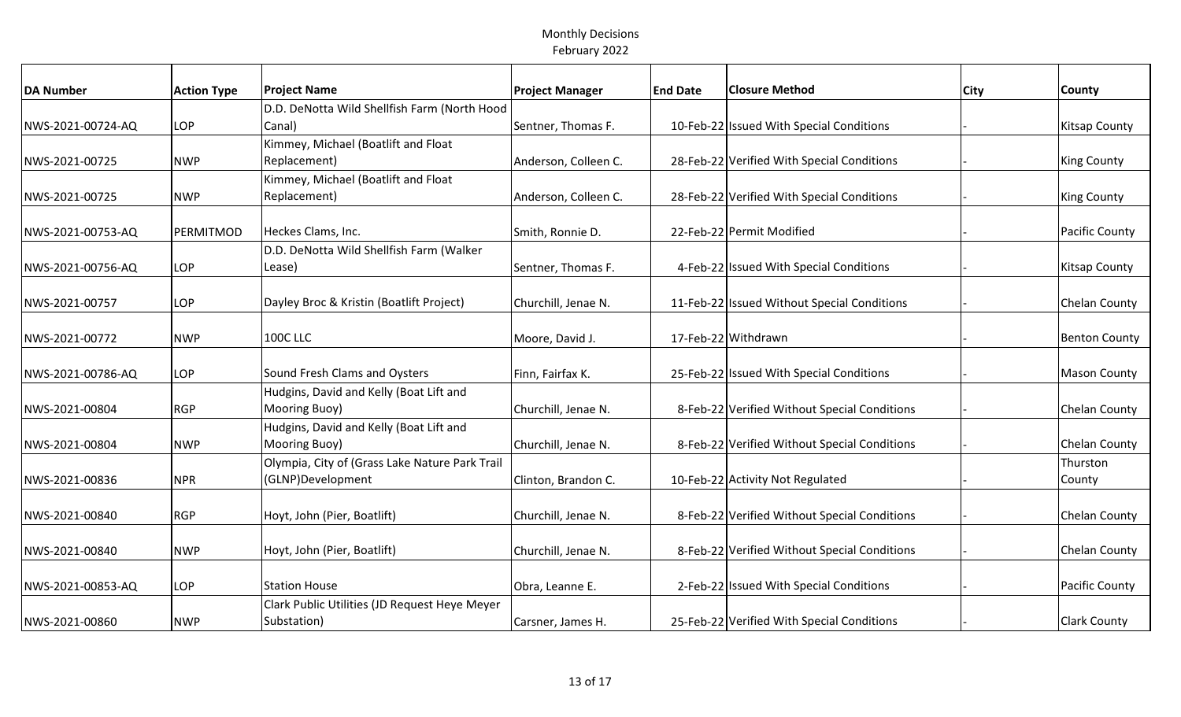Monthly Decisions
February 2022

| DA Number | Action Type | Project Name | Project Manager | End Date | Closure Method | City | County |
|---|---|---|---|---|---|---|---|
| NWS-2021-00724-AQ | LOP | D.D. DeNotta Wild Shellfish Farm (North Hood Canal) | Sentner, Thomas F. | 10-Feb-22 | Issued With Special Conditions | - | Kitsap County |
| NWS-2021-00725 | NWP | Kimmey, Michael (Boatlift and Float Replacement) | Anderson, Colleen C. | 28-Feb-22 | Verified With Special Conditions | - | King County |
| NWS-2021-00725 | NWP | Kimmey, Michael (Boatlift and Float Replacement) | Anderson, Colleen C. | 28-Feb-22 | Verified With Special Conditions | - | King County |
| NWS-2021-00753-AQ | PERMITMOD | Heckes Clams, Inc. | Smith, Ronnie D. | 22-Feb-22 | Permit Modified | - | Pacific County |
| NWS-2021-00756-AQ | LOP | D.D. DeNotta Wild Shellfish Farm (Walker Lease) | Sentner, Thomas F. | 4-Feb-22 | Issued With Special Conditions | - | Kitsap County |
| NWS-2021-00757 | LOP | Dayley Broc & Kristin (Boatlift Project) | Churchill, Jenae N. | 11-Feb-22 | Issued Without Special Conditions | - | Chelan County |
| NWS-2021-00772 | NWP | 100C LLC | Moore, David J. | 17-Feb-22 | Withdrawn | - | Benton County |
| NWS-2021-00786-AQ | LOP | Sound Fresh Clams and Oysters | Finn, Fairfax K. | 25-Feb-22 | Issued With Special Conditions | - | Mason County |
| NWS-2021-00804 | RGP | Hudgins, David and Kelly (Boat Lift and Mooring Buoy) | Churchill, Jenae N. | 8-Feb-22 | Verified Without Special Conditions | - | Chelan County |
| NWS-2021-00804 | NWP | Hudgins, David and Kelly (Boat Lift and Mooring Buoy) | Churchill, Jenae N. | 8-Feb-22 | Verified Without Special Conditions | - | Chelan County |
| NWS-2021-00836 | NPR | Olympia, City of (Grass Lake Nature Park Trail (GLNP)Development | Clinton, Brandon C. | 10-Feb-22 | Activity Not Regulated | - | Thurston County |
| NWS-2021-00840 | RGP | Hoyt, John (Pier, Boatlift) | Churchill, Jenae N. | 8-Feb-22 | Verified Without Special Conditions | - | Chelan County |
| NWS-2021-00840 | NWP | Hoyt, John (Pier, Boatlift) | Churchill, Jenae N. | 8-Feb-22 | Verified Without Special Conditions | - | Chelan County |
| NWS-2021-00853-AQ | LOP | Station House | Obra, Leanne E. | 2-Feb-22 | Issued With Special Conditions | - | Pacific County |
| NWS-2021-00860 | NWP | Clark Public Utilities (JD Request Heye Meyer Substation) | Carsner, James H. | 25-Feb-22 | Verified With Special Conditions | - | Clark County |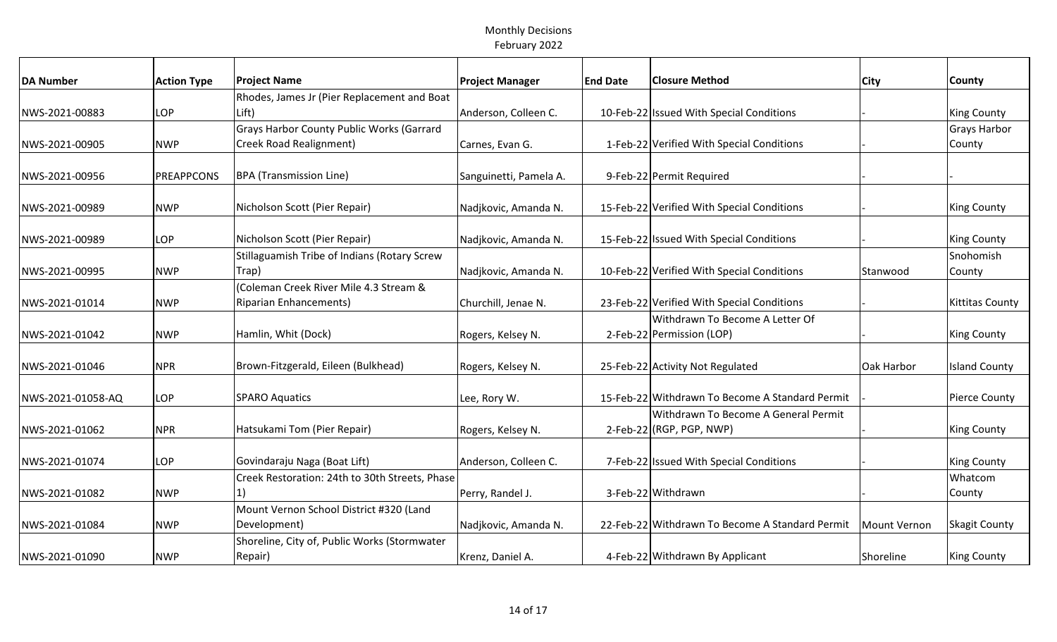Monthly Decisions
February 2022

| DA Number | Action Type | Project Name | Project Manager | End Date | Closure Method | City | County |
|---|---|---|---|---|---|---|---|
| NWS-2021-00883 | LOP | Rhodes, James Jr (Pier Replacement and Boat Lift) | Anderson, Colleen C. | 10-Feb-22 | Issued With Special Conditions | - | King County |
| NWS-2021-00905 | NWP | Grays Harbor County Public Works (Garrard Creek Road Realignment) | Carnes, Evan G. | 1-Feb-22 | Verified With Special Conditions | - | Grays Harbor County |
| NWS-2021-00956 | PREAPPCONS | BPA (Transmission Line) | Sanguinetti, Pamela A. | 9-Feb-22 | Permit Required | - | - |
| NWS-2021-00989 | NWP | Nicholson Scott (Pier Repair) | Nadjkovic, Amanda N. | 15-Feb-22 | Verified With Special Conditions | - | King County |
| NWS-2021-00989 | LOP | Nicholson Scott (Pier Repair) | Nadjkovic, Amanda N. | 15-Feb-22 | Issued With Special Conditions | - | King County |
| NWS-2021-00995 | NWP | Stillaguamish Tribe of Indians (Rotary Screw Trap) | Nadjkovic, Amanda N. | 10-Feb-22 | Verified With Special Conditions | Stanwood | Snohomish County |
| NWS-2021-01014 | NWP | (Coleman Creek River Mile 4.3 Stream & Riparian Enhancements) | Churchill, Jenae N. | 23-Feb-22 | Verified With Special Conditions | - | Kittitas County |
| NWS-2021-01042 | NWP | Hamlin, Whit (Dock) | Rogers, Kelsey N. | 2-Feb-22 | Withdrawn To Become A Letter Of Permission (LOP) | - | King County |
| NWS-2021-01046 | NPR | Brown-Fitzgerald, Eileen (Bulkhead) | Rogers, Kelsey N. | 25-Feb-22 | Activity Not Regulated | Oak Harbor | Island County |
| NWS-2021-01058-AQ | LOP | SPARO Aquatics | Lee, Rory W. | 15-Feb-22 | Withdrawn To Become A Standard Permit | - | Pierce County |
| NWS-2021-01062 | NPR | Hatsukami Tom (Pier Repair) | Rogers, Kelsey N. | 2-Feb-22 | Withdrawn To Become A General Permit (RGP, PGP, NWP) | - | King County |
| NWS-2021-01074 | LOP | Govindaraju Naga (Boat Lift) | Anderson, Colleen C. | 7-Feb-22 | Issued With Special Conditions | - | King County |
| NWS-2021-01082 | NWP | Creek Restoration: 24th to 30th Streets, Phase 1) | Perry, Randel J. | 3-Feb-22 | Withdrawn | - | Whatcom County |
| NWS-2021-01084 | NWP | Mount Vernon School District #320 (Land Development) | Nadjkovic, Amanda N. | 22-Feb-22 | Withdrawn To Become A Standard Permit | Mount Vernon | Skagit County |
| NWS-2021-01090 | NWP | Shoreline, City of, Public Works (Stormwater Repair) | Krenz, Daniel A. | 4-Feb-22 | Withdrawn By Applicant | Shoreline | King County |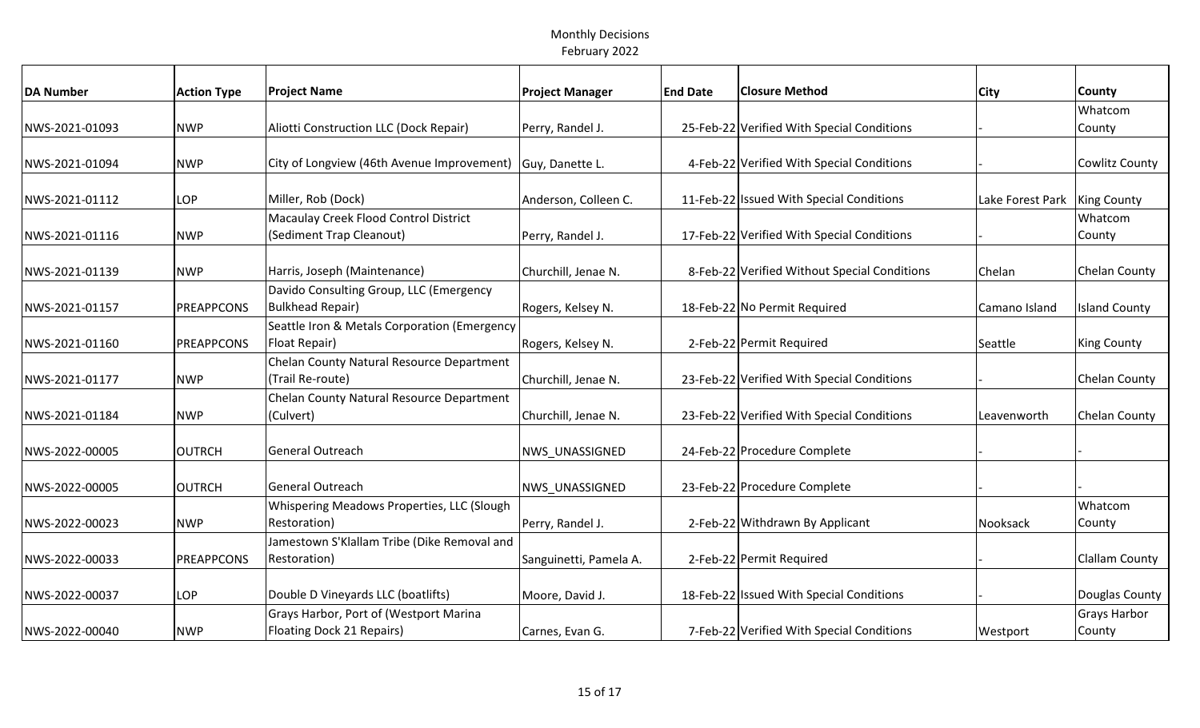# Monthly Decisions
## February 2022

| DA Number | Action Type | Project Name | Project Manager | End Date | Closure Method | City | County |
|---|---|---|---|---|---|---|---|
| NWS-2021-01093 | NWP | Aliotti Construction LLC (Dock Repair) | Perry, Randel J. | 25-Feb-22 | Verified With Special Conditions | - | Whatcom County |
| NWS-2021-01094 | NWP | City of Longview (46th Avenue Improvement) | Guy, Danette L. | 4-Feb-22 | Verified With Special Conditions | - | Cowlitz County |
| NWS-2021-01112 | LOP | Miller, Rob (Dock) | Anderson, Colleen C. | 11-Feb-22 | Issued With Special Conditions | Lake Forest Park | King County |
| NWS-2021-01116 | NWP | Macaulay Creek Flood Control District (Sediment Trap Cleanout) | Perry, Randel J. | 17-Feb-22 | Verified With Special Conditions | - | Whatcom County |
| NWS-2021-01139 | NWP | Harris, Joseph (Maintenance) | Churchill, Jenae N. | 8-Feb-22 | Verified Without Special Conditions | Chelan | Chelan County |
| NWS-2021-01157 | PREAPPCONS | Davido Consulting Group, LLC (Emergency Bulkhead Repair) | Rogers, Kelsey N. | 18-Feb-22 | No Permit Required | Camano Island | Island County |
| NWS-2021-01160 | PREAPPCONS | Seattle Iron & Metals Corporation (Emergency Float Repair) | Rogers, Kelsey N. | 2-Feb-22 | Permit Required | Seattle | King County |
| NWS-2021-01177 | NWP | Chelan County Natural Resource Department (Trail Re-route) | Churchill, Jenae N. | 23-Feb-22 | Verified With Special Conditions | - | Chelan County |
| NWS-2021-01184 | NWP | Chelan County Natural Resource Department (Culvert) | Churchill, Jenae N. | 23-Feb-22 | Verified With Special Conditions | Leavenworth | Chelan County |
| NWS-2022-00005 | OUTRCH | General Outreach | NWS_UNASSIGNED | 24-Feb-22 | Procedure Complete | - | - |
| NWS-2022-00005 | OUTRCH | General Outreach | NWS_UNASSIGNED | 23-Feb-22 | Procedure Complete | - | - |
| NWS-2022-00023 | NWP | Whispering Meadows Properties, LLC (Slough Restoration) | Perry, Randel J. | 2-Feb-22 | Withdrawn By Applicant | Nooksack | Whatcom County |
| NWS-2022-00033 | PREAPPCONS | Jamestown S'Klallam Tribe (Dike Removal and Restoration) | Sanguinetti, Pamela A. | 2-Feb-22 | Permit Required | - | Clallam County |
| NWS-2022-00037 | LOP | Double D Vineyards LLC (boatlifts) | Moore, David J. | 18-Feb-22 | Issued With Special Conditions | - | Douglas County |
| NWS-2022-00040 | NWP | Grays Harbor, Port of (Westport Marina Floating Dock 21 Repairs) | Carnes, Evan G. | 7-Feb-22 | Verified With Special Conditions | Westport | Grays Harbor County |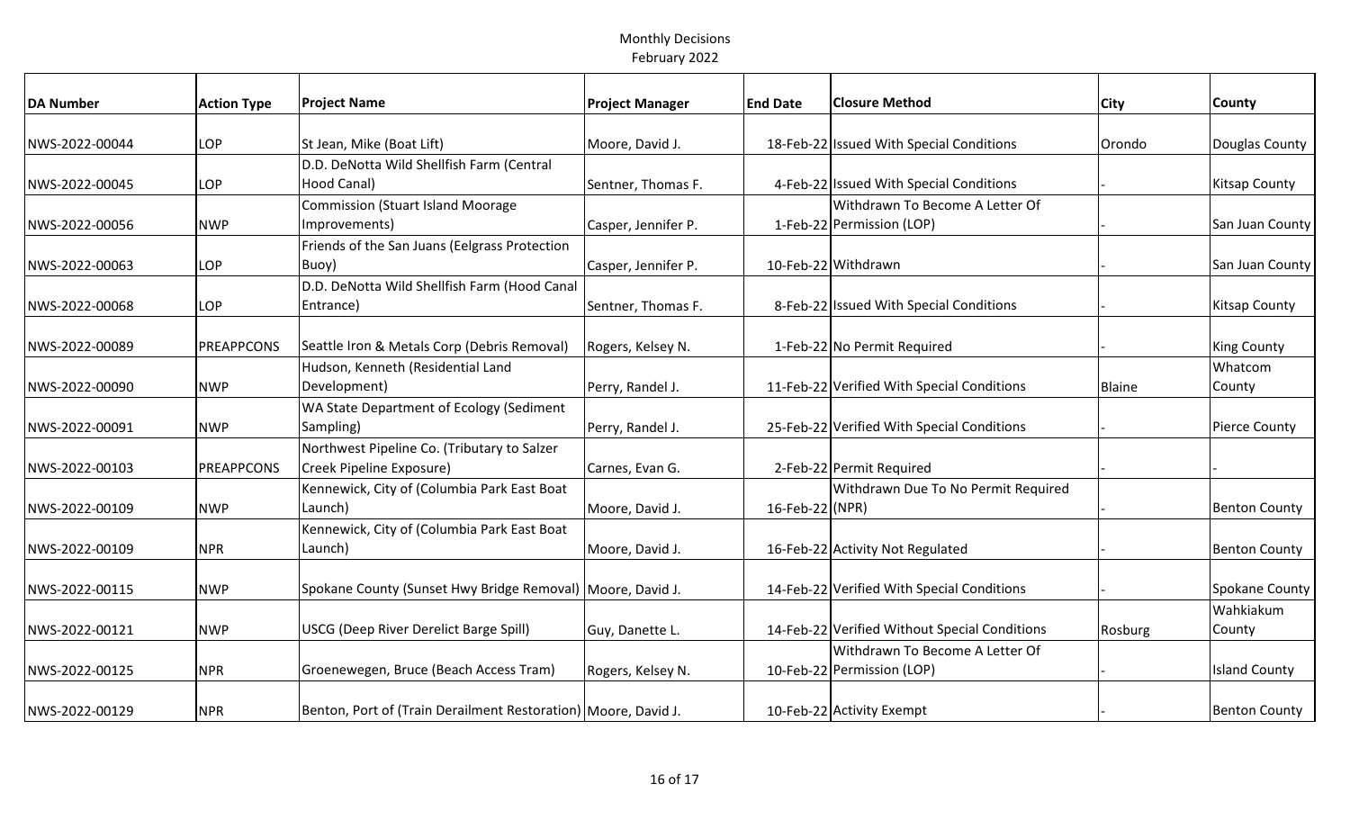# Monthly Decisions
## February 2022

| DA Number | Action Type | Project Name | Project Manager | End Date | Closure Method | City | County |
|---|---|---|---|---|---|---|---|
| NWS-2022-00044 | LOP | St Jean, Mike (Boat Lift) | Moore, David J. | 18-Feb-22 | Issued With Special Conditions | Orondo | Douglas County |
| NWS-2022-00045 | LOP | D.D. DeNotta Wild Shellfish Farm (Central Hood Canal) | Sentner, Thomas F. | 4-Feb-22 | Issued With Special Conditions | - | Kitsap County |
| NWS-2022-00056 | NWP | Commission (Stuart Island Moorage Improvements) | Casper, Jennifer P. | 1-Feb-22 | Withdrawn To Become A Letter Of Permission (LOP) | - | San Juan County |
| NWS-2022-00063 | LOP | Friends of the San Juans (Eelgrass Protection Buoy) | Casper, Jennifer P. | 10-Feb-22 | Withdrawn | - | San Juan County |
| NWS-2022-00068 | LOP | D.D. DeNotta Wild Shellfish Farm (Hood Canal Entrance) | Sentner, Thomas F. | 8-Feb-22 | Issued With Special Conditions | - | Kitsap County |
| NWS-2022-00089 | PREAPPCONS | Seattle Iron & Metals Corp (Debris Removal) | Rogers, Kelsey N. | 1-Feb-22 | No Permit Required | - | King County |
| NWS-2022-00090 | NWP | Hudson, Kenneth (Residential Land Development) | Perry, Randel J. | 11-Feb-22 | Verified With Special Conditions | Blaine | Whatcom County |
| NWS-2022-00091 | NWP | WA State Department of Ecology (Sediment Sampling) | Perry, Randel J. | 25-Feb-22 | Verified With Special Conditions | - | Pierce County |
| NWS-2022-00103 | PREAPPCONS | Northwest Pipeline Co. (Tributary to Salzer Creek Pipeline Exposure) | Carnes, Evan G. | 2-Feb-22 | Permit Required | - | - |
| NWS-2022-00109 | NWP | Kennewick, City of (Columbia Park East Boat Launch) | Moore, David J. | 16-Feb-22 | Withdrawn Due To No Permit Required (NPR) | - | Benton County |
| NWS-2022-00109 | NPR | Kennewick, City of (Columbia Park East Boat Launch) | Moore, David J. | 16-Feb-22 | Activity Not Regulated | - | Benton County |
| NWS-2022-00115 | NWP | Spokane County (Sunset Hwy Bridge Removal) | Moore, David J. | 14-Feb-22 | Verified With Special Conditions | - | Spokane County |
| NWS-2022-00121 | NWP | USCG (Deep River Derelict Barge Spill) | Guy, Danette L. | 14-Feb-22 | Verified Without Special Conditions | Rosburg | Wahkiakum County |
| NWS-2022-00125 | NPR | Groenewegen, Bruce (Beach Access Tram) | Rogers, Kelsey N. | 10-Feb-22 | Withdrawn To Become A Letter Of Permission (LOP) | - | Island County |
| NWS-2022-00129 | NPR | Benton, Port of (Train Derailment Restoration) | Moore, David J. | 10-Feb-22 | Activity Exempt | - | Benton County |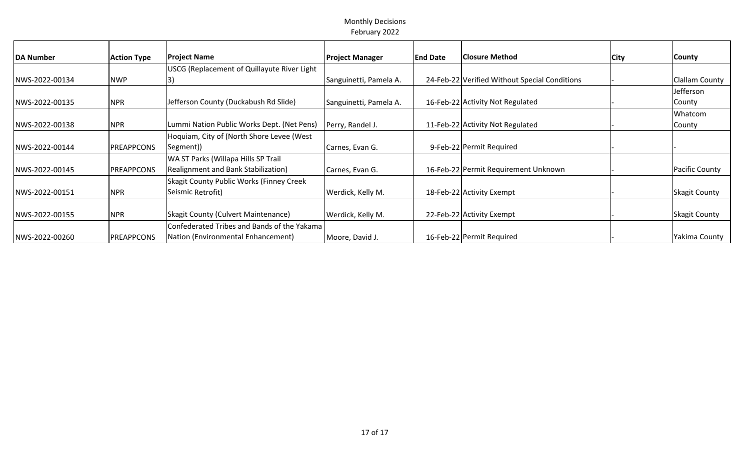Monthly Decisions
February 2022

| DA Number | Action Type | Project Name | Project Manager | End Date | Closure Method | City | County |
|---|---|---|---|---|---|---|---|
| NWS-2022-00134 | NWP | USCG (Replacement of Quillayute River Light 3) | Sanguinetti, Pamela A. | 24-Feb-22 | Verified Without Special Conditions | - | Clallam County |
| NWS-2022-00135 | NPR | Jefferson County (Duckabush Rd Slide) | Sanguinetti, Pamela A. | 16-Feb-22 | Activity Not Regulated | - | Jefferson County |
| NWS-2022-00138 | NPR | Lummi Nation Public Works Dept. (Net Pens) | Perry, Randel J. | 11-Feb-22 | Activity Not Regulated | - | Whatcom County |
| NWS-2022-00144 | PREAPPCONS | Hoquiam, City of (North Shore Levee (West Segment)) | Carnes, Evan G. | 9-Feb-22 | Permit Required | - | - |
| NWS-2022-00145 | PREAPPCONS | WA ST Parks (Willapa Hills SP Trail Realignment and Bank Stabilization) | Carnes, Evan G. | 16-Feb-22 | Permit Requirement Unknown | - | Pacific County |
| NWS-2022-00151 | NPR | Skagit County Public Works (Finney Creek Seismic Retrofit) | Werdick, Kelly M. | 18-Feb-22 | Activity Exempt | - | Skagit County |
| NWS-2022-00155 | NPR | Skagit County (Culvert Maintenance) | Werdick, Kelly M. | 22-Feb-22 | Activity Exempt | - | Skagit County |
| NWS-2022-00260 | PREAPPCONS | Confederated Tribes and Bands of the Yakama Nation (Environmental Enhancement) | Moore, David J. | 16-Feb-22 | Permit Required | - | Yakima County |